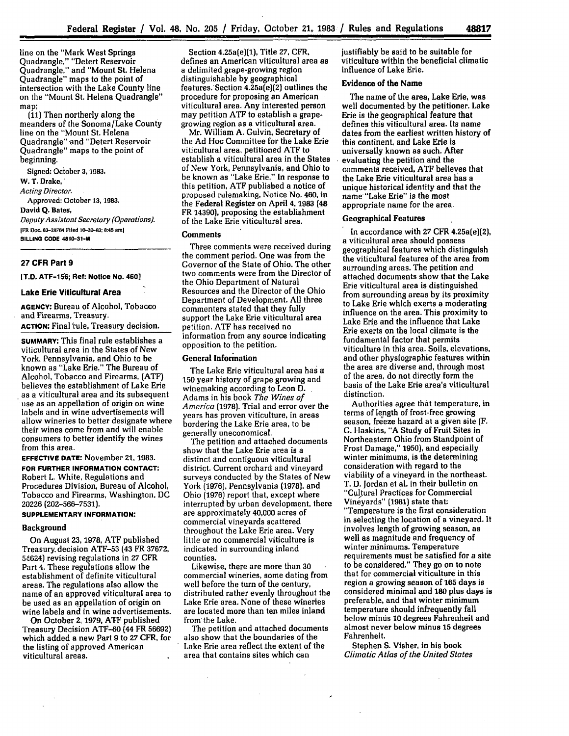line on the "Mark West Springs Quadrangle," "Detert Reservoir Quadrangle," and "Mount St. Helena Quadrangle" maps to the point of intersection with the Lake County line on the "Mount St. Helena Quadrangle" map;

(11) Then northerly along the meanders of the Sonoma/Lake County line on the "Mount St. Helena Quadrangle" and "Detert Reservoir Quadrangle" maps to the point of beginning.

Signed: October 3, 1983.

W. T. Drake,

*Acting Director.*

Approved: October 13, 1983.

David Q. Bates,

*Deputy Assistant Secretary (Operations).*

[FR Doc. 83-28764 Filed 10-20-83; 8:45 am]

BILLING CODE 4810-31-M

---

## 27 CFR Part 9

**[T.D. ATF-156; Ref: Notice No. 460]**

## Lake Erie Viticultural Area

**AGENCY:** Bureau of Alcohol, Tobacco and Firearms, Treasury.

**ACTION:** Final rule, Treasury decision.

**SUMMARY:** This final rule establishes a viticultural area in the States of New York, Pennsylvania, and Ohio to be known as "Lake Erie." The Bureau of Alcohol, Tobacco and Firearms, (ATF) believes the establishment of Lake Erie as a viticultural area and its subsequent use as an appellation of origin on wine labels and in wine advertisements will allow wineries to better designate where their wines come from and will enable consumers to better identify the wines from this area.

**EFFECTIVE DATE:** November 21, 1983.

**FOR FURTHER INFORMATION CONTACT:** Robert L. White, Regulations and Procedures Division, Bureau of Alcohol, Tobacco and Firearms, Washington, DC 20226 (202-566-7531).

**SUPPLEMENTARY INFORMATION:**

### Background

On August 23, 1978, ATF published Treasury decision ATF-53 (43 FR 37672, 54624) revising regulations in 27 CFR Part 4. These regulations allow the establishment of definite viticultural areas. The regulations also allow the name of an approved viticultural area to be used as an appellation of origin on wine labels and in wine advertisements.

On October 2, 1979, ATF published Treasury Decision ATF-60 (44 FR 56692) which added a new Part 9 to 27 CFR, for the listing of approved American viticultural areas.

Section 4.25a(e)(1), Title 27, CFR, defines an American viticultural area as a delimited grape-growing region distinguishable by geographical features. Section 4.25a(e)(2) outlines the procedure for proposing an American viticultural area. Any interested person may petition ATF to establish a grape-growing region as a viticultural area.

Mr. William A. Gulvin, Secretary of the Ad Hoc Committee for the Lake Erie viticultural area, petitioned ATF to establish a viticultural area in the States of New York, Pennsylvania, and Ohio to be known as "Lake Erie." In response to this petition, ATF published a notice of proposed rulemaking, Notice No. 460, in the Federal Register on April 4, 1983 (48 FR 14390), proposing the establishment of the Lake Erie viticultural area.

### Comments

Three comments were received during the comment period. One was from the Governor of the State of Ohio. The other two comments were from the Director of the Ohio Department of Natural Resources and the Director of the Ohio Department of Development. All three commenters stated that they fully support the Lake Erie viticultural area petition. ATF has received no information from any source indicating opposition to the petition.

### General Information

The Lake Erie viticultural area has a 150 year history of grape growing and winemaking according to Leon D. Adams in his book *The Wines of America* (1978). Trial and error over the years has proven viticulture, in areas bordering the Lake Erie area, to be generally uneconomical.

The petition and attached documents show that the Lake Erie area is a distinct and contiguous viticultural district. Current orchard and vineyard surveys conducted by the States of New York (1976), Pennsylvania (1978), and Ohio (1976) report that, except where interrupted by urban development, there are approximately 40,000 acres of commercial vineyards scattered throughout the Lake Erie area. Very little or no commercial viticulture is indicated in surrounding inland counties.

Likewise, there are more than 30 commercial wineries, some dating from well before the turn of the century, distributed rather evenly throughout the Lake Erie area. None of these wineries are located more than ten miles inland from the Lake.

The petition and attached documents also show that the boundaries of the Lake Erie area reflect the extent of the area that contains sites which can justifiably be said to be suitable for viticulture within the beneficial climatic influence of Lake Erie.

### Evidence of the Name

The name of the area, Lake Erie, was well documented by the petitioner. Lake Erie is the geographical feature that defines this viticultural area. Its name dates from the earliest written history of this continent, and Lake Erie is universally known as such. After evaluating the petition and the comments received, ATF believes that the Lake Erie viticultural area has a unique historical identity and that the name "Lake Erie" is the most appropriate name for the area.

### Geographical Features

In accordance with 27 CFR 4.25a(e)(2), a viticultural area should possess geographical features which distinguish the viticultural features of the area from surrounding areas. The petition and attached documents show that the Lake Erie viticultural area is distinguished from surrounding areas by its proximity to Lake Erie which exerts a moderating influence on the area. This proximity to Lake Erie and the influence that Lake Erie exerts on the local climate is the fundamental factor that permits viticulture in this area. Soils, elevations, and other physiographic features within the area are diverse and, through most of the area, do not directly form the basis of the Lake Erie area's viticultural distinction.

Authorities agree that temperature, in terms of length of frost-free growing season, freeze hazard at a given site (F. G. Haskins, "A Study of Fruit Sites in Northeastern Ohio from Standpoint of Frost Damage," 1950), and especially winter minimums, is the determining consideration with regard to the viability of a vineyard in the northeast. T. D. Jordan et al. in their bulletin on "Cultural Practices for Commercial Vineyards" (1981) state that: "Temperature is the first consideration in selecting the location of a vineyard. It involves length of growing season, as well as magnitude and frequency of winter minimums. Temperature requirements must be satisfied for a site to be considered." They go on to note that for commercial viticulture in this region a growing season of 165 days is considered minimal and 180 plus days is preferable, and that winter minimum temperature should infrequently fall below minus 10 degrees Fahrenheit and almost never below minus 15 degrees Fahrenheit.

Stephen S. Visher, in his book *Climatic Atlas of the United States*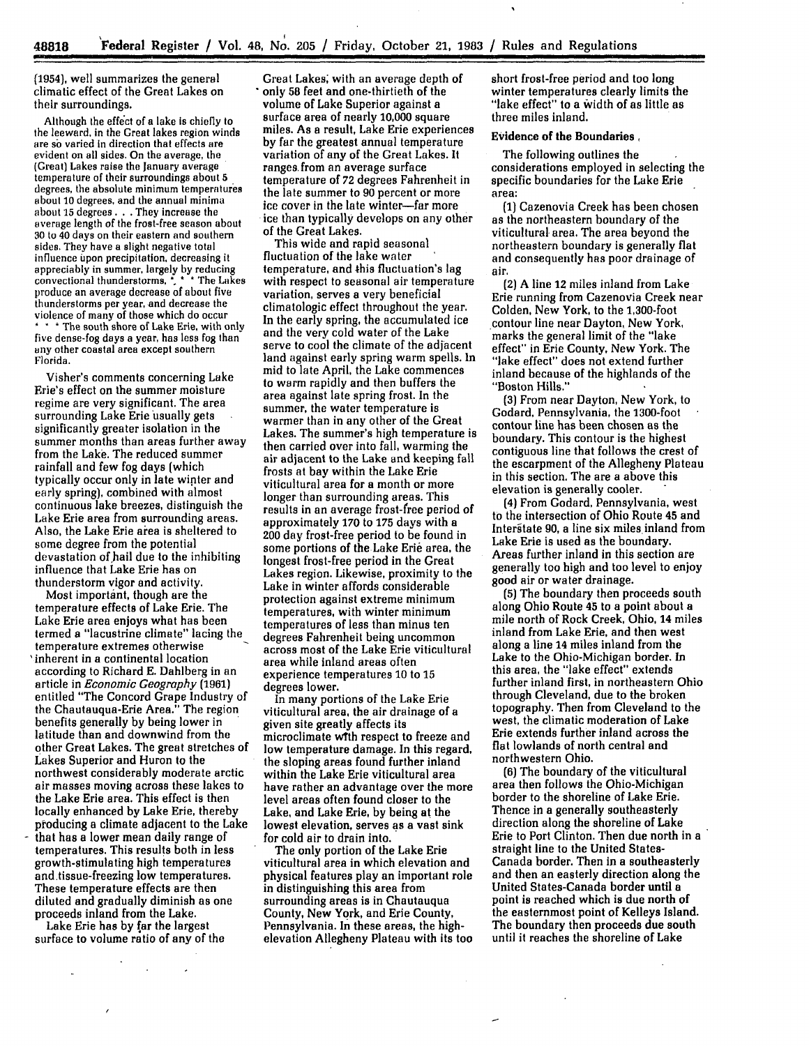(1954), well summarizes the general climatic effect of the Great Lakes on their surroundings.

> Although the effect of a lake is chiefly to the leeward, in the Great lakes region winds are so varied in direction that effects are evident on all sides. On the average, the (Great) Lakes raise the January average temperature of their surroundings about 5 degrees, the absolute minimum temperatures about 10 degrees, and the annual minima about 15 degrees . . . They increase the average length of the frost-free season about 30 to 40 days on their eastern and southern sides. They have a slight negative total influence upon precipitation, decreasing it appreciably in summer, largely by reducing convectional thunderstorms. * * * The Lakes produce an average decrease of about five thunderstorms per year, and decrease the violence of many of those which do occur * * * The south shore of Lake Erie, with only five dense-fog days a year, has less fog than any other coastal area except southern Florida.

Visher's comments concerning Lake Erie's effect on the summer moisture regime are very significant. The area surrounding Lake Erie usually gets significantly greater isolation in the summer months than areas further away from the Lake. The reduced summer rainfall and few fog days (which typically occur only in late winter and early spring), combined with almost continuous lake breezes, distinguish the Lake Erie area from surrounding areas. Also, the Lake Erie area is sheltered to some degree from the potential devastation of hail due to the inhibiting influence that Lake Erie has on thunderstorm vigor and activity.

Most important, though are the temperature effects of Lake Erie. The Lake Erie area enjoys what has been termed a "lacustrine climate" lacing the temperature extremes otherwise inherent in a continental location according to Richard E. Dahlberg in an article in *Economic Geography* (1961) entitled "The Concord Grape Industry of the Chautauqua-Erie Area." The region benefits generally by being lower in latitude than and downwind from the other Great Lakes. The great stretches of Lakes Superior and Huron to the northwest considerably moderate arctic air masses moving across these lakes to the Lake Erie area. This effect is then locally enhanced by Lake Erie, thereby producing a climate adjacent to the Lake that has a lower mean daily range of temperatures. This results both in less growth-stimulating high temperatures and tissue-freezing low temperatures. These temperature effects are then diluted and gradually diminish as one proceeds inland from the Lake.

Lake Erie has by far the largest surface to volume ratio of any of the Great Lakes, with an average depth of only 58 feet and one-thirtieth of the volume of Lake Superior against a surface area of nearly 10,000 square miles. As a result, Lake Erie experiences by far the greatest annual temperature variation of any of the Great Lakes. It ranges from an average surface temperature of 72 degrees Fahrenheit in the late summer to 90 percent or more ice cover in the late winter—far more ice than typically develops on any other of the Great Lakes.

This wide and rapid seasonal fluctuation of the lake water temperature, and this fluctuation's lag with respect to seasonal air temperature variation, serves a very beneficial climatologic effect throughout the year. In the early spring, the accumulated ice and the very cold water of the Lake serve to cool the climate of the adjacent land against early spring warm spells. In mid to late April, the Lake commences to warm rapidly and then buffers the area against late spring frost. In the summer, the water temperature is warmer than in any other of the Great Lakes. The summer's high temperature is then carried over into fall, warming the air adjacent to the Lake and keeping fall frosts at bay within the Lake Erie viticultural area for a month or more longer than surrounding areas. This results in an average frost-free period of approximately 170 to 175 days with a 200 day frost-free period to be found in some portions of the Lake Erie area, the longest frost-free period in the Great Lakes region. Likewise, proximity to the Lake in winter affords considerable protection against extreme minimum temperatures, with winter minimum temperatures of less than minus ten degrees Fahrenheit being uncommon across most of the Lake Erie viticultural area while inland areas often experience temperatures 10 to 15 degrees lower.

In many portions of the Lake Erie viticultural area, the air drainage of a given site greatly affects its microclimate with respect to freeze and low temperature damage. In this regard, the sloping areas found further inland within the Lake Erie viticultural area have rather an advantage over the more level areas often found closer to the Lake, and Lake Erie, by being at the lowest elevation, serves as a vast sink for cold air to drain into.

The only portion of the Lake Erie viticultural area in which elevation and physical features play an important role in distinguishing this area from surrounding areas is in Chautauqua County, New York, and Erie County, Pennsylvania. In these areas, the high-elevation Allegheny Plateau with its too short frost-free period and too long winter temperatures clearly limits the "lake effect" to a width of as little as three miles inland.

## Evidence of the Boundaries

The following outlines the considerations employed in selecting the specific boundaries for the Lake Erie area:

(1) Cazenovia Creek has been chosen as the northeastern boundary of the viticultural area. The area beyond the northeastern boundary is generally flat and consequently has poor drainage of air.

(2) A line 12 miles inland from Lake Erie running from Cazenovia Creek near Colden, New York, to the 1,300-foot contour line near Dayton, New York, marks the general limit of the "lake effect" in Erie County, New York. The "lake effect" does not extend further inland because of the highlands of the "Boston Hills."

(3) From near Dayton, New York, to Godard, Pennsylvania, the 1300-foot contour line has been chosen as the boundary. This contour is the highest contiguous line that follows the crest of the escarpment of the Allegheny Plateau in this section. The are a above this elevation is generally cooler.

(4) From Godard, Pennsylvania, west to the intersection of Ohio Route 45 and Interstate 90, a line six miles inland from Lake Erie is used as the boundary. Areas further inland in this section are generally too high and too level to enjoy good air or water drainage.

(5) The boundary then proceeds south along Ohio Route 45 to a point about a mile north of Rock Creek, Ohio, 14 miles inland from Lake Erie, and then west along a line 14 miles inland from the Lake to the Ohio-Michigan border. In this area, the "lake effect" extends further inland first, in northeastern Ohio through Cleveland, due to the broken topography. Then from Cleveland to the west, the climatic moderation of Lake Erie extends further inland across the flat lowlands of north central and northwestern Ohio.

(6) The boundary of the viticultural area then follows the Ohio-Michigan border to the shoreline of Lake Erie. Thence in a generally southeasterly direction along the shoreline of Lake Erie to Port Clinton. Then due north in a straight line to the United States-Canada border. Then in a southeasterly and then an easterly direction along the United States-Canada border until a point is reached which is due north of the easternmost point of Kelleys Island. The boundary then proceeds due south until it reaches the shoreline of Lake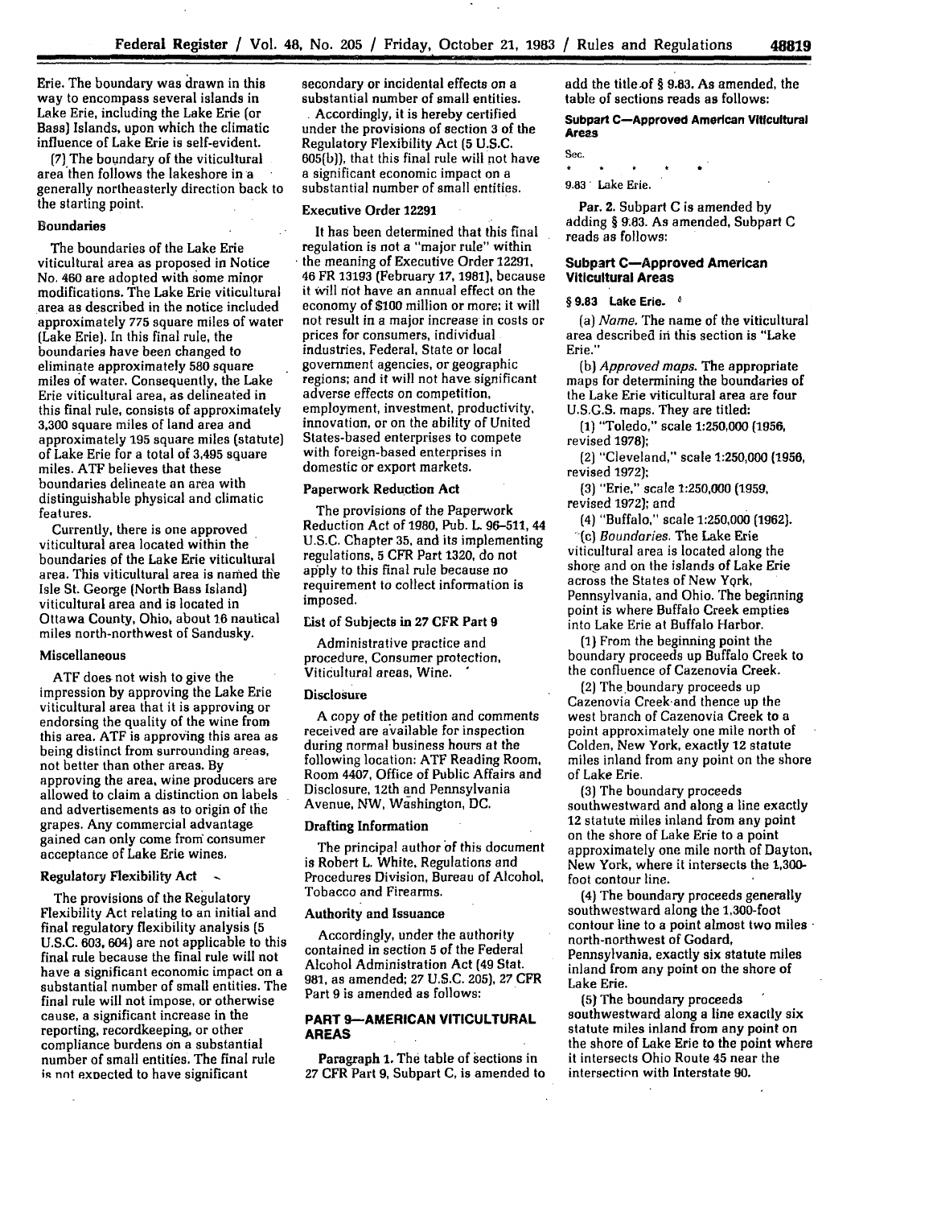Erie. The boundary was drawn in this way to encompass several islands in Lake Erie, including the Lake Erie (or Bass) Islands, upon which the climatic influence of Lake Erie is self-evident.

(7) The boundary of the viticultural area then follows the lakeshore in a generally northeasterly direction back to the starting point.

### Boundaries

The boundaries of the Lake Erie viticultural area as proposed in Notice No. 460 are adopted with some minor modifications. The Lake Erie viticultural area as described in the notice included approximately 775 square miles of water (Lake Erie). In this final rule, the boundaries have been changed to eliminate approximately 580 square miles of water. Consequently, the Lake Erie viticultural area, as delineated in this final rule, consists of approximately 3,300 square miles of land area and approximately 195 square miles (statute) of Lake Erie for a total of 3,495 square miles. ATF believes that these boundaries delineate an area with distinguishable physical and climatic features.

Currently, there is one approved viticultural area located within the boundaries of the Lake Erie viticultural area. This viticultural area is named the Isle St. George (North Bass Island) viticultural area and is located in Ottawa County, Ohio, about 16 nautical miles north-northwest of Sandusky.

### Miscellaneous

ATF does not wish to give the impression by approving the Lake Erie viticultural area that it is approving or endorsing the quality of the wine from this area. ATF is approving this area as being distinct from surrounding areas, not better than other areas. By approving the area, wine producers are allowed to claim a distinction on labels and advertisements as to origin of the grapes. Any commercial advantage gained can only come from consumer acceptance of Lake Erie wines.

### Regulatory Flexibility Act

The provisions of the Regulatory Flexibility Act relating to an initial and final regulatory flexibility analysis (5 U.S.C. 603, 604) are not applicable to this final rule because the final rule will not have a significant economic impact on a substantial number of small entities. The final rule will not impose, or otherwise cause, a significant increase in the reporting, recordkeeping, or other compliance burdens on a substantial number of small entities. The final rule is not expected to have significant secondary or incidental effects on a substantial number of small entities.

Accordingly, it is hereby certified under the provisions of section 3 of the Regulatory Flexibility Act (5 U.S.C. 605(b)), that this final rule will not have a significant economic impact on a substantial number of small entities.

### Executive Order 12291

It has been determined that this final regulation is not a "major rule" within the meaning of Executive Order 12291, 46 FR 13193 (February 17, 1981), because it will not have an annual effect on the economy of $100 million or more; it will not result in a major increase in costs or prices for consumers, individual industries, Federal, State or local government agencies, or geographic regions; and it will not have significant adverse effects on competition, employment, investment, productivity, innovation, or on the ability of United States-based enterprises to compete with foreign-based enterprises in domestic or export markets.

### Paperwork Reduction Act

The provisions of the Paperwork Reduction Act of 1980, Pub. L. 96-511, 44 U.S.C. Chapter 35, and its implementing regulations, 5 CFR Part 1320, do not apply to this final rule because no requirement to collect information is imposed.

### List of Subjects in 27 CFR Part 9

Administrative practice and procedure, Consumer protection, Viticultural areas, Wine.

### Disclosure

A copy of the petition and comments received are available for inspection during normal business hours at the following location: ATF Reading Room, Room 4407, Office of Public Affairs and Disclosure, 12th and Pennsylvania Avenue, NW, Washington, DC.

### Drafting Information

The principal author of this document is Robert L. White, Regulations and Procedures Division, Bureau of Alcohol, Tobacco and Firearms.

### Authority and Issuance

Accordingly, under the authority contained in section 5 of the Federal Alcohol Administration Act (49 Stat. 981, as amended; 27 U.S.C. 205), 27 CFR Part 9 is amended as follows:

## PART 9—AMERICAN VITICULTURAL AREAS

**Paragraph 1.** The table of sections in 27 CFR Part 9, Subpart C, is amended to add the title of § 9.83. As amended, the table of sections reads as follows:

**Subpart C—Approved American Viticultural Areas**

Sec.

\* \* \* \* \*

9.83 Lake Erie.

**Par. 2.** Subpart C is amended by adding § 9.83. As amended, Subpart C reads as follows:

### Subpart C—Approved American Viticultural Areas

**§ 9.83 Lake Erie.**

(a) *Name.* The name of the viticultural area described in this section is "Lake Erie."

(b) *Approved maps.* The appropriate maps for determining the boundaries of the Lake Erie viticultural area are four U.S.G.S. maps. They are titled:

(1) "Toledo," scale 1:250,000 (1956, revised 1978);

(2) "Cleveland," scale 1:250,000 (1956, revised 1972);

(3) "Erie," scale 1:250,000 (1959, revised 1972); and

(4) "Buffalo," scale 1:250,000 (1962).

(c) *Boundaries.* The Lake Erie viticultural area is located along the shore and on the islands of Lake Erie across the States of New York, Pennsylvania, and Ohio. The beginning point is where Buffalo Creek empties into Lake Erie at Buffalo Harbor.

(1) From the beginning point the boundary proceeds up Buffalo Creek to the confluence of Cazenovia Creek.

(2) The boundary proceeds up Cazenovia Creek and thence up the west branch of Cazenovia Creek to a point approximately one mile north of Colden, New York, exactly 12 statute miles inland from any point on the shore of Lake Erie.

(3) The boundary proceeds southwestward and along a line exactly 12 statute miles inland from any point on the shore of Lake Erie to a point approximately one mile north of Dayton, New York, where it intersects the 1,300-foot contour line.

(4) The boundary proceeds generally southwestward along the 1,300-foot contour line to a point almost two miles north-northwest of Godard, Pennsylvania, exactly six statute miles inland from any point on the shore of Lake Erie.

(5) The boundary proceeds southwestward along a line exactly six statute miles inland from any point on the shore of Lake Erie to the point where it intersects Ohio Route 45 near the intersection with Interstate 90.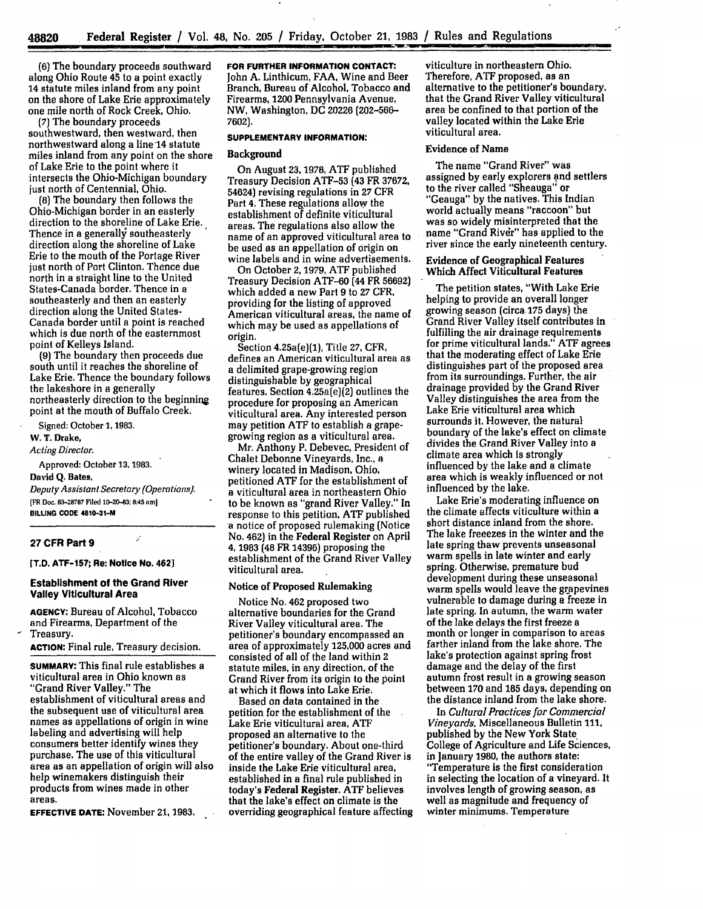(6) The boundary proceeds southward along Ohio Route 45 to a point exactly 14 statute miles inland from any point on the shore of Lake Erie approximately one mile north of Rock Creek, Ohio.

(7) The boundary proceeds southwestward, then westward, then northwestward along a line 14 statute miles inland from any point on the shore of Lake Erie to the point where it intersects the Ohio-Michigan boundary just north of Centennial, Ohio.

(8) The boundary then follows the Ohio-Michigan border in an easterly direction to the shoreline of Lake Erie. Thence in a generally southeasterly direction along the shoreline of Lake Erie to the mouth of the Portage River just north of Port Clinton. Thence due north in a straight line to the United States-Canada border. Thence in a southeasterly and then an easterly direction along the United States-Canada border until a point is reached which is due north of the easternmost point of Kelleys Island.

(9) The boundary then proceeds due south until it reaches the shoreline of Lake Erie. Thence the boundary follows the lakeshore in a generally northeasterly direction to the beginning point at the mouth of Buffalo Creek.

Signed: October 1, 1983.

**W. T. Drake,**

*Acting Director.*

Approved: October 13, 1983.

**David Q. Bates,**

*Deputy Assistant Secretary (Operations).*

[FR Doc. 83-28767 Filed 10-20-83; 8:45 am]

**BILLING CODE 4810-31-M**

---

## 27 CFR Part 9

**[T.D. ATF-157; Re: Notice No. 462]**

### Establishment of the Grand River Valley Viticultural Area

**AGENCY:** Bureau of Alcohol, Tobacco and Firearms, Department of the Treasury.

**ACTION:** Final rule, Treasury decision.

**SUMMARY:** This final rule establishes a viticultural area in Ohio known as "Grand River Valley." The establishment of viticultural areas and the subsequent use of viticultural area names as appellations of origin in wine labeling and advertising will help consumers better identify wines they purchase. The use of this viticultural area as an appellation of origin will also help winemakers distinguish their products from wines made in other areas.

**EFFECTIVE DATE:** November 21, 1983.

**FOR FURTHER INFORMATION CONTACT:** John A. Linthicum, FAA, Wine and Beer Branch, Bureau of Alcohol, Tobacco and Firearms, 1200 Pennsylvania Avenue, NW, Washington, DC 20226 (202-566-7602).

**SUPPLEMENTARY INFORMATION:**

#### Background

On August 23, 1978, ATF published Treasury Decision ATF-53 (43 FR 37672, 54624) revising regulations in 27 CFR Part 4. These regulations allow the establishment of definite viticultural areas. The regulations also allow the name of an approved viticultural area to be used as an appellation of origin on wine labels and in wine advertisements.

On October 2, 1979, ATF published Treasury Decision ATF-60 (44 FR 56692) which added a new Part 9 to 27 CFR, providing for the listing of approved American viticultural areas, the name of which may be used as appellations of origin.

Section 4.25a(e)(1), Title 27, CFR, defines an American viticultural area as a delimited grape-growing region distinguishable by geographical features. Section 4.25a(e)(2) outlines the procedure for proposing an American viticultural area. Any interested person may petition ATF to establish a grape-growing region as a viticultural area.

Mr. Anthony P. Debevec, President of Chalet Debonne Vineyards, Inc., a winery located in Madison, Ohio, petitioned ATF for the establishment of a viticultural area in northeastern Ohio to be known as "grand River Valley." In response to this petition, ATF published a notice of proposed rulemaking (Notice No. 462) in the Federal Register on April 4, 1983 (48 FR 14396) proposing the establishment of the Grand River Valley viticultural area.

#### Notice of Proposed Rulemaking

Notice No. 462 proposed two alternative boundaries for the Grand River Valley viticultural area. The petitioner's boundary encompassed an area of approximately 125,000 acres and consisted of all of the land within 2 statute miles, in any direction, of the Grand River from its origin to the point at which it flows into Lake Erie.

Based on data contained in the petition for the establishment of the Lake Erie viticultural area, ATF proposed an alternative to the petitioner's boundary. About one-third of the entire valley of the Grand River is inside the Lake Erie viticultural area, established in a final rule published in today's Federal Register. ATF believes that the lake's effect on climate is the overriding geographical feature affecting viticulture in northeastern Ohio. Therefore, ATF proposed, as an alternative to the petitioner's boundary, that the Grand River Valley viticultural area be confined to that portion of the valley located within the Lake Erie viticultural area.

#### Evidence of Name

The name "Grand River" was assigned by early explorers and settlers to the river called "Sheauga" or "Geauga" by the natives. This Indian world actually means "raccoon" but was so widely misinterpreted that the name "Grand River" has applied to the river since the early nineteenth century.

#### Evidence of Geographical Features Which Affect Viticultural Features

The petition states, "With Lake Erie helping to provide an overall longer growing season (circa 175 days) the Grand River Valley itself contributes in fulfilling the air drainage requirements for prime viticultural lands." ATF agrees that the moderating effect of Lake Erie distinguishes part of the proposed area from its surroundings. Further, the air drainage provided by the Grand River Valley distinguishes the area from the Lake Erie viticultural area which surrounds it. However, the natural boundary of the lake's effect on climate divides the Grand River Valley into a climate area which is strongly influenced by the lake and a climate area which is weakly influenced or not influenced by the lake.

Lake Erie's moderating influence on the climate affects viticulture within a short distance inland from the shore. The lake freeezes in the winter and the late spring thaw prevents unseasonal warm spells in late winter and early spring. Otherwise, premature bud development during these unseasonal warm spells would leave the grapevines vulnerable to damage during a freeze in late spring. In autumn, the warm water of the lake delays the first freeze a month or longer in comparison to areas farther inland from the lake shore. The lake's protection against spring frost damage and the delay of the first autumn frost result in a growing season between 170 and 185 days, depending on the distance inland from the lake shore.

In *Cultural Practices for Commercial Vineyards,* Miscellaneous Bulletin 111, published by the New York State College of Agriculture and Life Sciences, in January 1980, the authors state: "Temperature is the first consideration in selecting the location of a vineyard. It involves length of growing season, as well as magnitude and frequency of winter minimums. Temperature